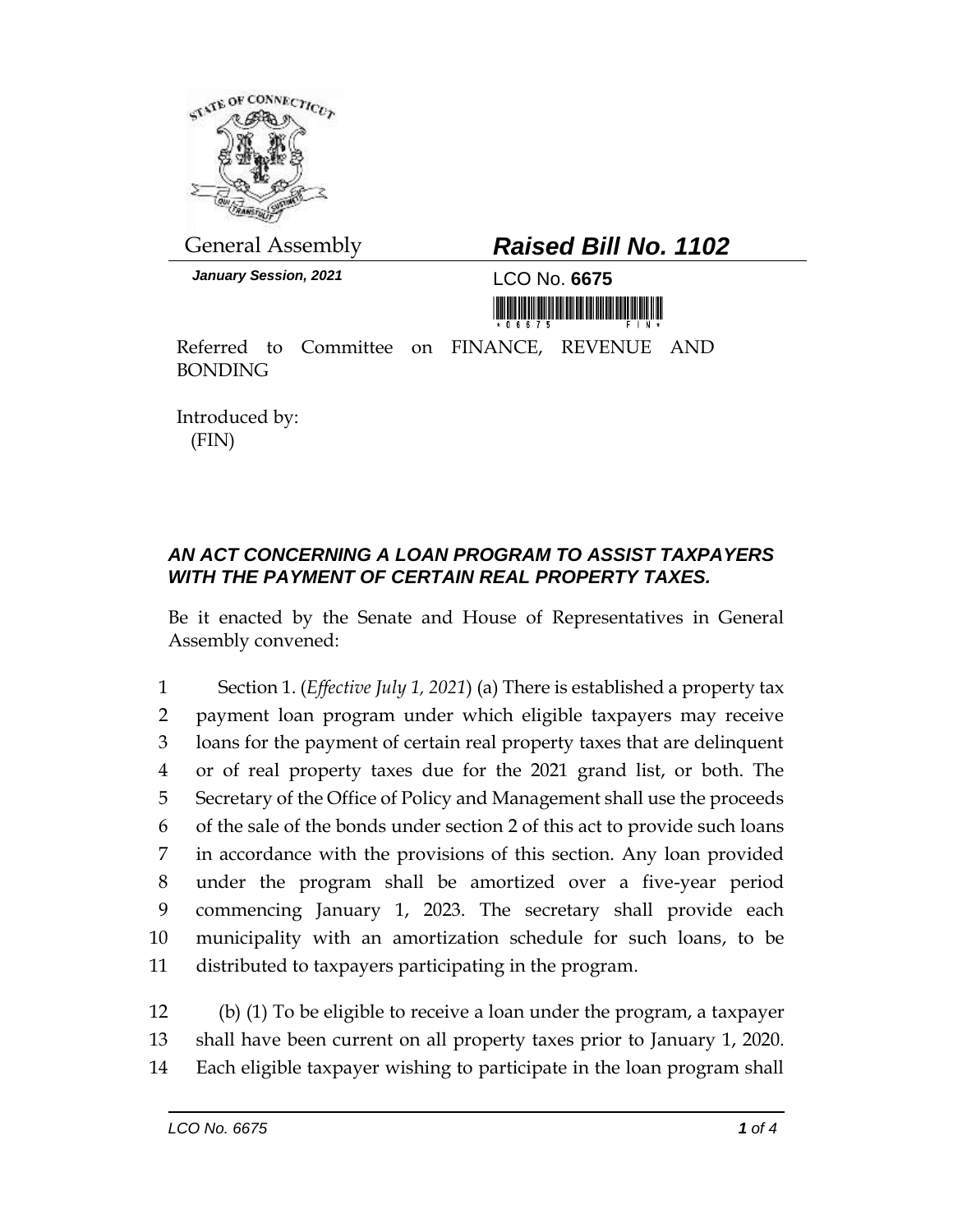General Assembly

# *Raised Bill No. 1102*

***January Session, 2021***

LCO No. **6675**

Referred to Committee on FINANCE, REVENUE AND BONDING

Introduced by:
(FIN)

## *AN ACT CONCERNING A LOAN PROGRAM TO ASSIST TAXPAYERS WITH THE PAYMENT OF CERTAIN REAL PROPERTY TAXES.*

Be it enacted by the Senate and House of Representatives in General Assembly convened:

1 Section 1. (*Effective July 1, 2021*) (a) There is established a property tax
2 payment loan program under which eligible taxpayers may receive
3 loans for the payment of certain real property taxes that are delinquent
4 or of real property taxes due for the 2021 grand list, or both. The
5 Secretary of the Office of Policy and Management shall use the proceeds
6 of the sale of the bonds under section 2 of this act to provide such loans
7 in accordance with the provisions of this section. Any loan provided
8 under the program shall be amortized over a five-year period
9 commencing January 1, 2023. The secretary shall provide each
10 municipality with an amortization schedule for such loans, to be
11 distributed to taxpayers participating in the program.

12 (b) (1) To be eligible to receive a loan under the program, a taxpayer
13 shall have been current on all property taxes prior to January 1, 2020.
14 Each eligible taxpayer wishing to participate in the loan program shall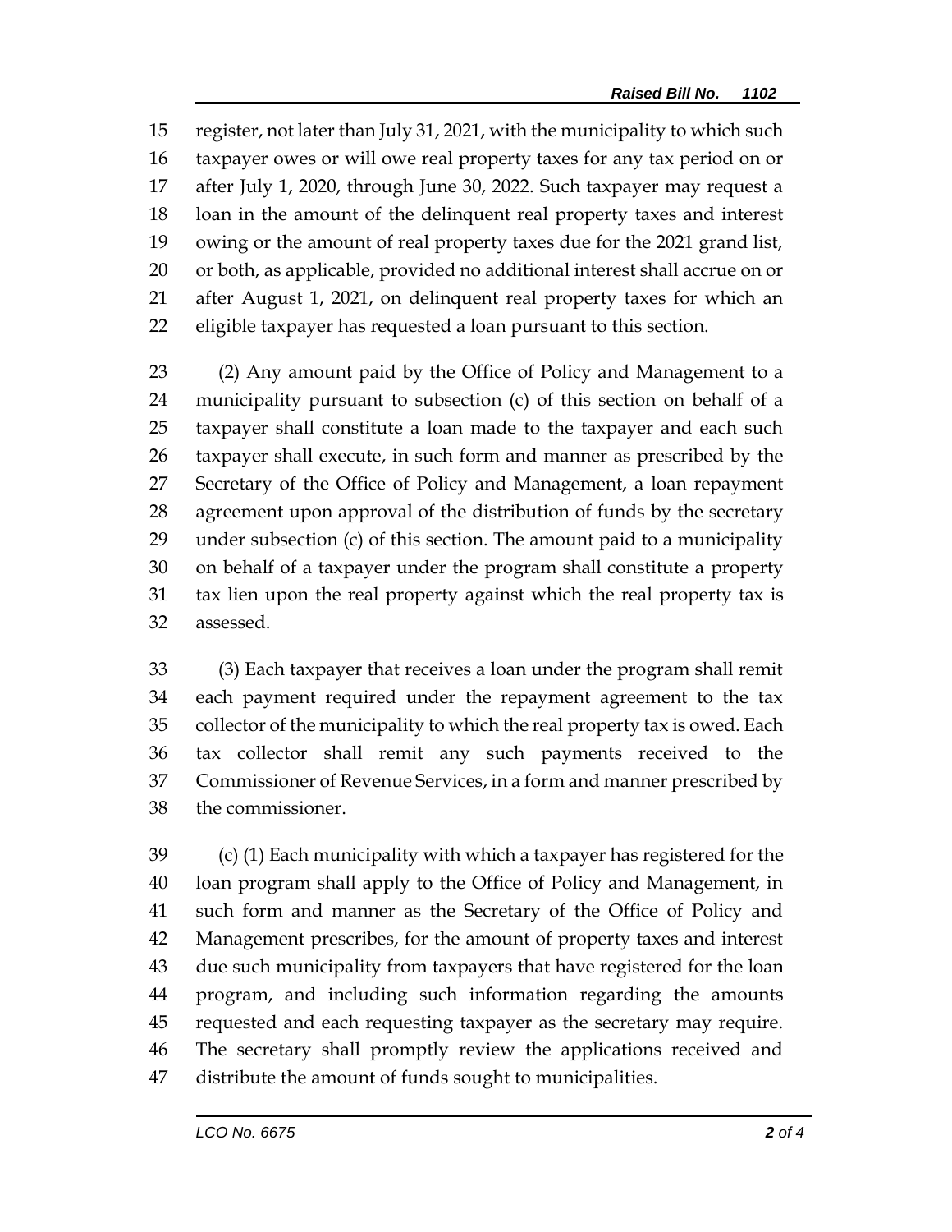register, not later than July 31, 2021, with the municipality to which such taxpayer owes or will owe real property taxes for any tax period on or after July 1, 2020, through June 30, 2022. Such taxpayer may request a loan in the amount of the delinquent real property taxes and interest owing or the amount of real property taxes due for the 2021 grand list, or both, as applicable, provided no additional interest shall accrue on or after August 1, 2021, on delinquent real property taxes for which an eligible taxpayer has requested a loan pursuant to this section.

(2) Any amount paid by the Office of Policy and Management to a municipality pursuant to subsection (c) of this section on behalf of a taxpayer shall constitute a loan made to the taxpayer and each such taxpayer shall execute, in such form and manner as prescribed by the Secretary of the Office of Policy and Management, a loan repayment agreement upon approval of the distribution of funds by the secretary under subsection (c) of this section. The amount paid to a municipality on behalf of a taxpayer under the program shall constitute a property tax lien upon the real property against which the real property tax is assessed.

(3) Each taxpayer that receives a loan under the program shall remit each payment required under the repayment agreement to the tax collector of the municipality to which the real property tax is owed. Each tax collector shall remit any such payments received to the Commissioner of Revenue Services, in a form and manner prescribed by the commissioner.

(c) (1) Each municipality with which a taxpayer has registered for the loan program shall apply to the Office of Policy and Management, in such form and manner as the Secretary of the Office of Policy and Management prescribes, for the amount of property taxes and interest due such municipality from taxpayers that have registered for the loan program, and including such information regarding the amounts requested and each requesting taxpayer as the secretary may require. The secretary shall promptly review the applications received and distribute the amount of funds sought to municipalities.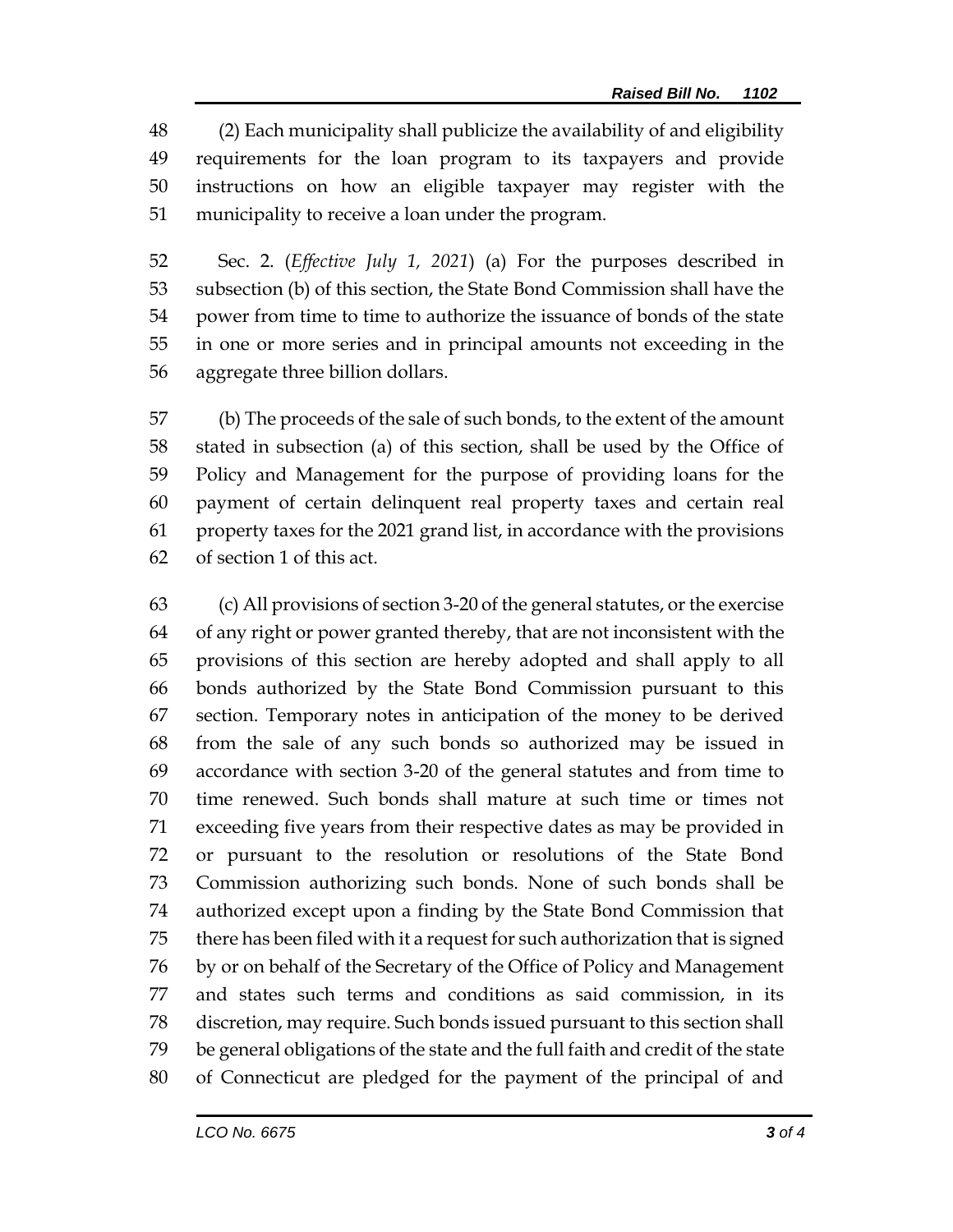(2) Each municipality shall publicize the availability of and eligibility requirements for the loan program to its taxpayers and provide instructions on how an eligible taxpayer may register with the municipality to receive a loan under the program.

Sec. 2. (*Effective July 1, 2021*) (a) For the purposes described in subsection (b) of this section, the State Bond Commission shall have the power from time to time to authorize the issuance of bonds of the state in one or more series and in principal amounts not exceeding in the aggregate three billion dollars.

(b) The proceeds of the sale of such bonds, to the extent of the amount stated in subsection (a) of this section, shall be used by the Office of Policy and Management for the purpose of providing loans for the payment of certain delinquent real property taxes and certain real property taxes for the 2021 grand list, in accordance with the provisions of section 1 of this act.

(c) All provisions of section 3-20 of the general statutes, or the exercise of any right or power granted thereby, that are not inconsistent with the provisions of this section are hereby adopted and shall apply to all bonds authorized by the State Bond Commission pursuant to this section. Temporary notes in anticipation of the money to be derived from the sale of any such bonds so authorized may be issued in accordance with section 3-20 of the general statutes and from time to time renewed. Such bonds shall mature at such time or times not exceeding five years from their respective dates as may be provided in or pursuant to the resolution or resolutions of the State Bond Commission authorizing such bonds. None of such bonds shall be authorized except upon a finding by the State Bond Commission that there has been filed with it a request for such authorization that is signed by or on behalf of the Secretary of the Office of Policy and Management and states such terms and conditions as said commission, in its discretion, may require. Such bonds issued pursuant to this section shall be general obligations of the state and the full faith and credit of the state of Connecticut are pledged for the payment of the principal of and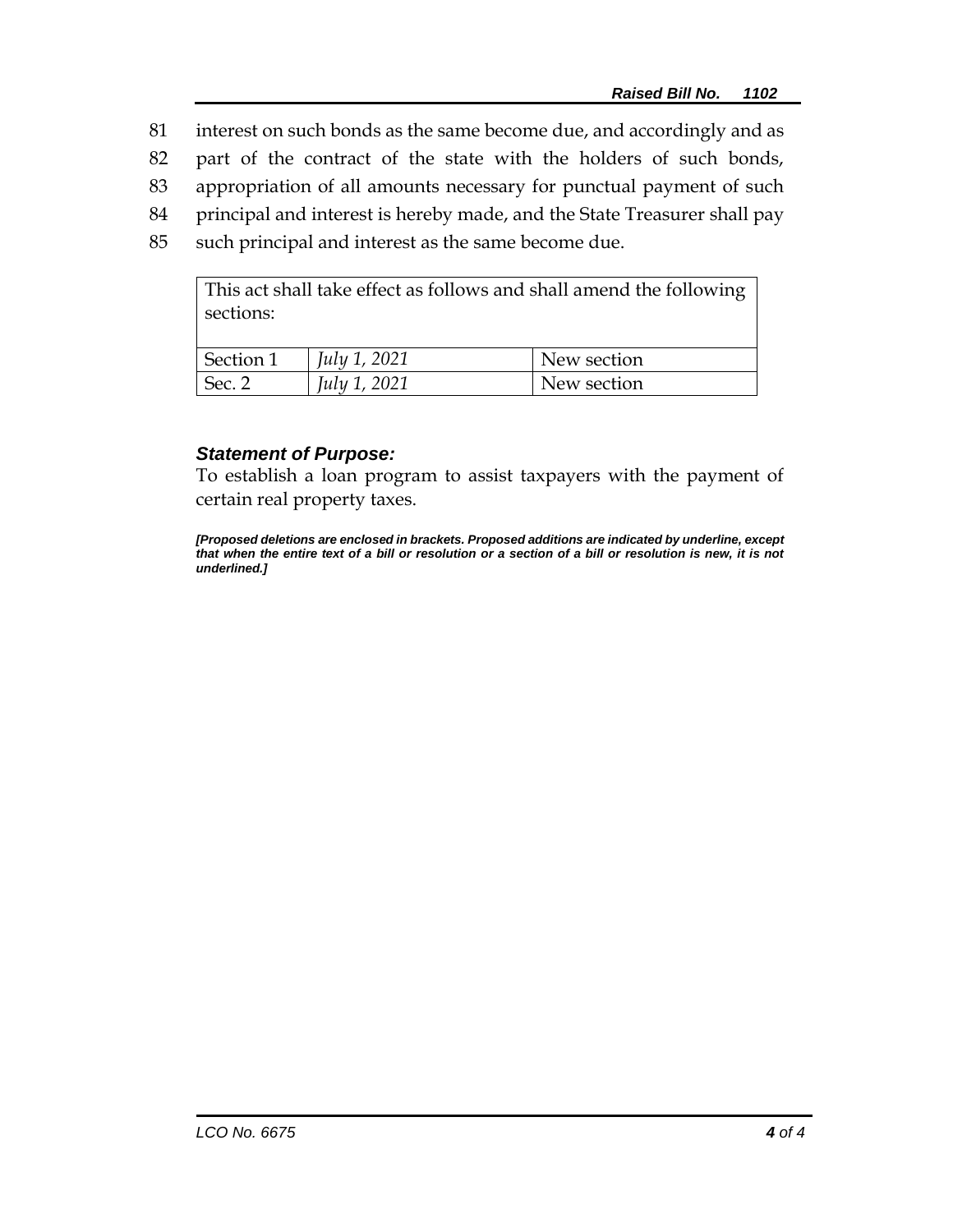81 interest on such bonds as the same become due, and accordingly and as
82 part of the contract of the state with the holders of such bonds,
83 appropriation of all amounts necessary for punctual payment of such
84 principal and interest is hereby made, and the State Treasurer shall pay
85 such principal and interest as the same become due.

| This act shall take effect as follows and shall amend the following sections: | | |
|---|---|---|
| Section 1 | *July 1, 2021* | New section |
| Sec. 2 | *July 1, 2021* | New section |

### *Statement of Purpose:*

To establish a loan program to assist taxpayers with the payment of certain real property taxes.

***[Proposed deletions are enclosed in brackets. Proposed additions are indicated by underline, except that when the entire text of a bill or resolution or a section of a bill or resolution is new, it is not underlined.]***